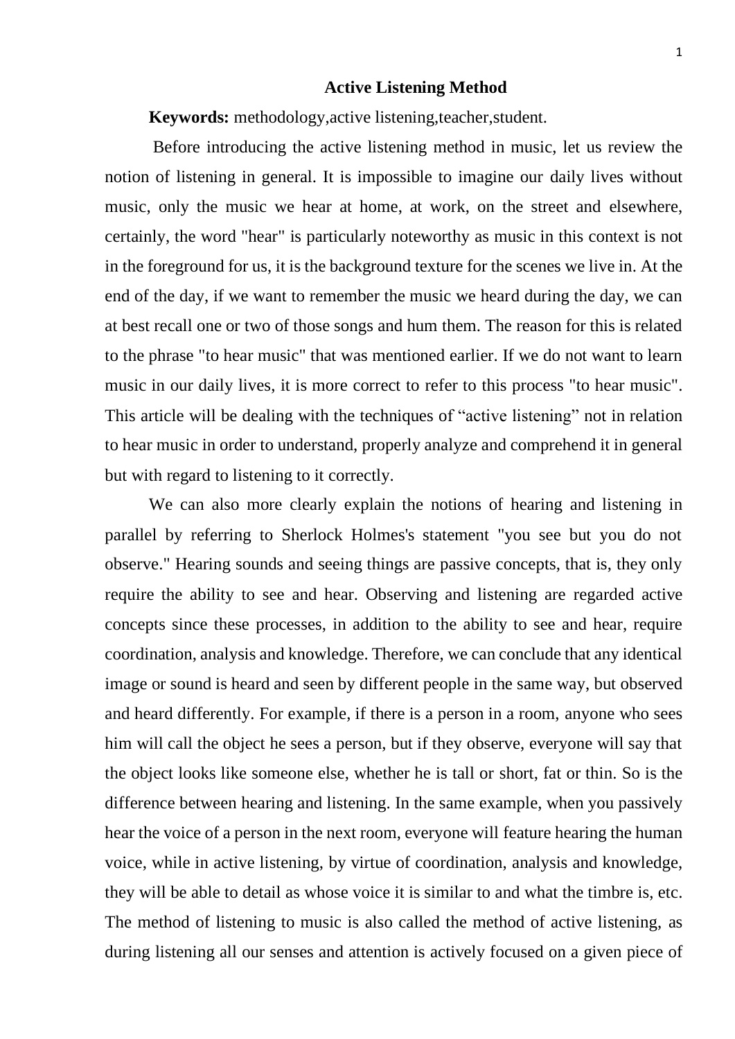# Active Listening Method

**Keywords:** methodology,active listening,teacher,student.

Before introducing the active listening method in music, let us review the notion of listening in general. It is impossible to imagine our daily lives without music, only the music we hear at home, at work, on the street and elsewhere, certainly, the word "hear" is particularly noteworthy as music in this context is not in the foreground for us, it is the background texture for the scenes we live in. At the end of the day, if we want to remember the music we heard during the day, we can at best recall one or two of those songs and hum them. The reason for this is related to the phrase "to hear music" that was mentioned earlier. If we do not want to learn music in our daily lives, it is more correct to refer to this process "to hear music". This article will be dealing with the techniques of "active listening" not in relation to hear music in order to understand, properly analyze and comprehend it in general but with regard to listening to it correctly.

We can also more clearly explain the notions of hearing and listening in parallel by referring to Sherlock Holmes's statement "you see but you do not observe." Hearing sounds and seeing things are passive concepts, that is, they only require the ability to see and hear. Observing and listening are regarded active concepts since these processes, in addition to the ability to see and hear, require coordination, analysis and knowledge. Therefore, we can conclude that any identical image or sound is heard and seen by different people in the same way, but observed and heard differently. For example, if there is a person in a room, anyone who sees him will call the object he sees a person, but if they observe, everyone will say that the object looks like someone else, whether he is tall or short, fat or thin. So is the difference between hearing and listening. In the same example, when you passively hear the voice of a person in the next room, everyone will feature hearing the human voice, while in active listening, by virtue of coordination, analysis and knowledge, they will be able to detail as whose voice it is similar to and what the timbre is, etc. The method of listening to music is also called the method of active listening, as during listening all our senses and attention is actively focused on a given piece of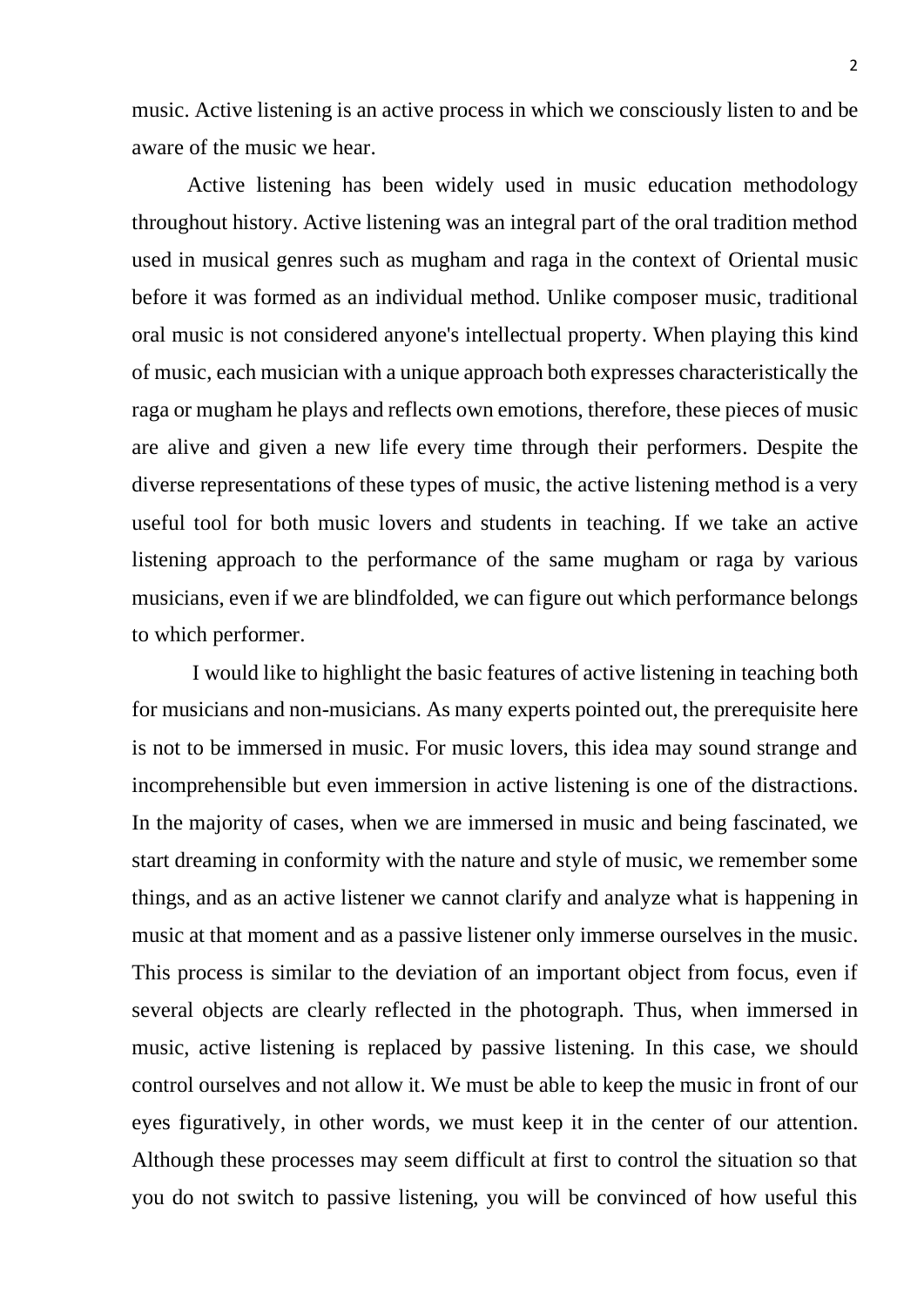music. Active listening is an active process in which we consciously listen to and be aware of the music we hear.

Active listening has been widely used in music education methodology throughout history. Active listening was an integral part of the oral tradition method used in musical genres such as mugham and raga in the context of Oriental music before it was formed as an individual method. Unlike composer music, traditional oral music is not considered anyone's intellectual property. When playing this kind of music, each musician with a unique approach both expresses characteristically the raga or mugham he plays and reflects own emotions, therefore, these pieces of music are alive and given a new life every time through their performers. Despite the diverse representations of these types of music, the active listening method is a very useful tool for both music lovers and students in teaching. If we take an active listening approach to the performance of the same mugham or raga by various musicians, even if we are blindfolded, we can figure out which performance belongs to which performer.

I would like to highlight the basic features of active listening in teaching both for musicians and non-musicians. As many experts pointed out, the prerequisite here is not to be immersed in music. For music lovers, this idea may sound strange and incomprehensible but even immersion in active listening is one of the distractions. In the majority of cases, when we are immersed in music and being fascinated, we start dreaming in conformity with the nature and style of music, we remember some things, and as an active listener we cannot clarify and analyze what is happening in music at that moment and as a passive listener only immerse ourselves in the music. This process is similar to the deviation of an important object from focus, even if several objects are clearly reflected in the photograph. Thus, when immersed in music, active listening is replaced by passive listening. In this case, we should control ourselves and not allow it. We must be able to keep the music in front of our eyes figuratively, in other words, we must keep it in the center of our attention. Although these processes may seem difficult at first to control the situation so that you do not switch to passive listening, you will be convinced of how useful this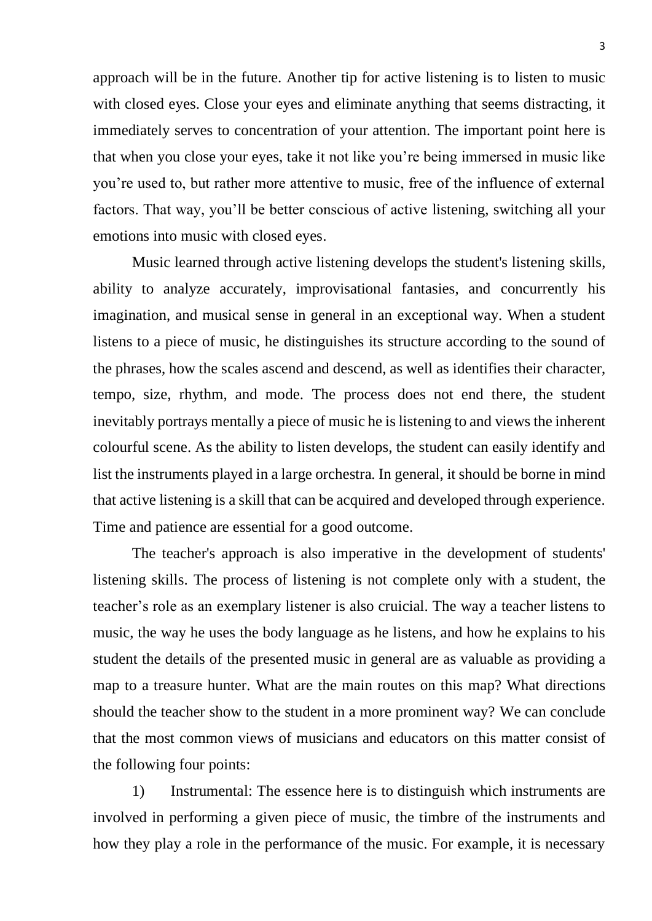approach will be in the future. Another tip for active listening is to listen to music with closed eyes. Close your eyes and eliminate anything that seems distracting, it immediately serves to concentration of your attention. The important point here is that when you close your eyes, take it not like you're being immersed in music like you're used to, but rather more attentive to music, free of the influence of external factors. That way, you'll be better conscious of active listening, switching all your emotions into music with closed eyes.

Music learned through active listening develops the student's listening skills, ability to analyze accurately, improvisational fantasies, and concurrently his imagination, and musical sense in general in an exceptional way. When a student listens to a piece of music, he distinguishes its structure according to the sound of the phrases, how the scales ascend and descend, as well as identifies their character, tempo, size, rhythm, and mode. The process does not end there, the student inevitably portrays mentally a piece of music he is listening to and views the inherent colourful scene. As the ability to listen develops, the student can easily identify and list the instruments played in a large orchestra. In general, it should be borne in mind that active listening is a skill that can be acquired and developed through experience. Time and patience are essential for a good outcome.

The teacher's approach is also imperative in the development of students' listening skills. The process of listening is not complete only with a student, the teacher's role as an exemplary listener is also cruicial. The way a teacher listens to music, the way he uses the body language as he listens, and how he explains to his student the details of the presented music in general are as valuable as providing a map to a treasure hunter. What are the main routes on this map? What directions should the teacher show to the student in a more prominent way? We can conclude that the most common views of musicians and educators on this matter consist of the following four points:

1) Instrumental: The essence here is to distinguish which instruments are involved in performing a given piece of music, the timbre of the instruments and how they play a role in the performance of the music. For example, it is necessary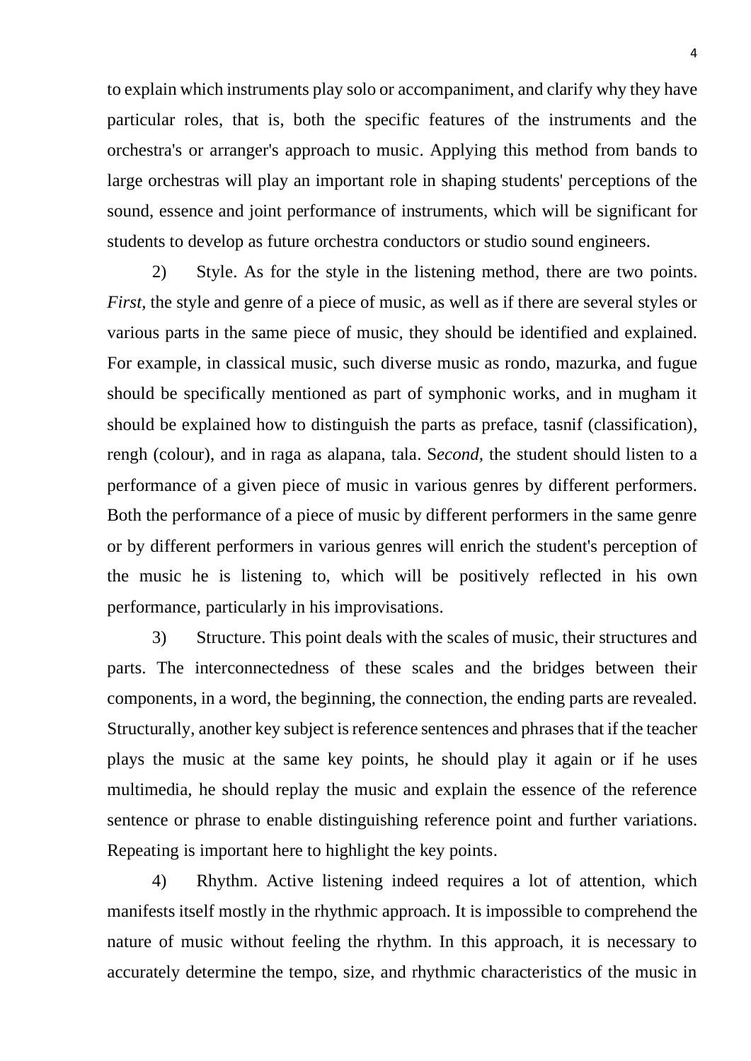to explain which instruments play solo or accompaniment, and clarify why they have particular roles, that is, both the specific features of the instruments and the orchestra's or arranger's approach to music. Applying this method from bands to large orchestras will play an important role in shaping students' perceptions of the sound, essence and joint performance of instruments, which will be significant for students to develop as future orchestra conductors or studio sound engineers.

2) Style. As for the style in the listening method, there are two points. *First,* the style and genre of a piece of music, as well as if there are several styles or various parts in the same piece of music, they should be identified and explained. For example, in classical music, such diverse music as rondo, mazurka, and fugue should be specifically mentioned as part of symphonic works, and in mugham it should be explained how to distinguish the parts as preface, tasnif (classification), rengh (colour), and in raga as alapana, tala. S*econd,* the student should listen to a performance of a given piece of music in various genres by different performers. Both the performance of a piece of music by different performers in the same genre or by different performers in various genres will enrich the student's perception of the music he is listening to, which will be positively reflected in his own performance, particularly in his improvisations.

3) Structure. This point deals with the scales of music, their structures and parts. The interconnectedness of these scales and the bridges between their components, in a word, the beginning, the connection, the ending parts are revealed. Structurally, another key subject is reference sentences and phrases that if the teacher plays the music at the same key points, he should play it again or if he uses multimedia, he should replay the music and explain the essence of the reference sentence or phrase to enable distinguishing reference point and further variations. Repeating is important here to highlight the key points.

4) Rhythm. Active listening indeed requires a lot of attention, which manifests itself mostly in the rhythmic approach. It is impossible to comprehend the nature of music without feeling the rhythm. In this approach, it is necessary to accurately determine the tempo, size, and rhythmic characteristics of the music in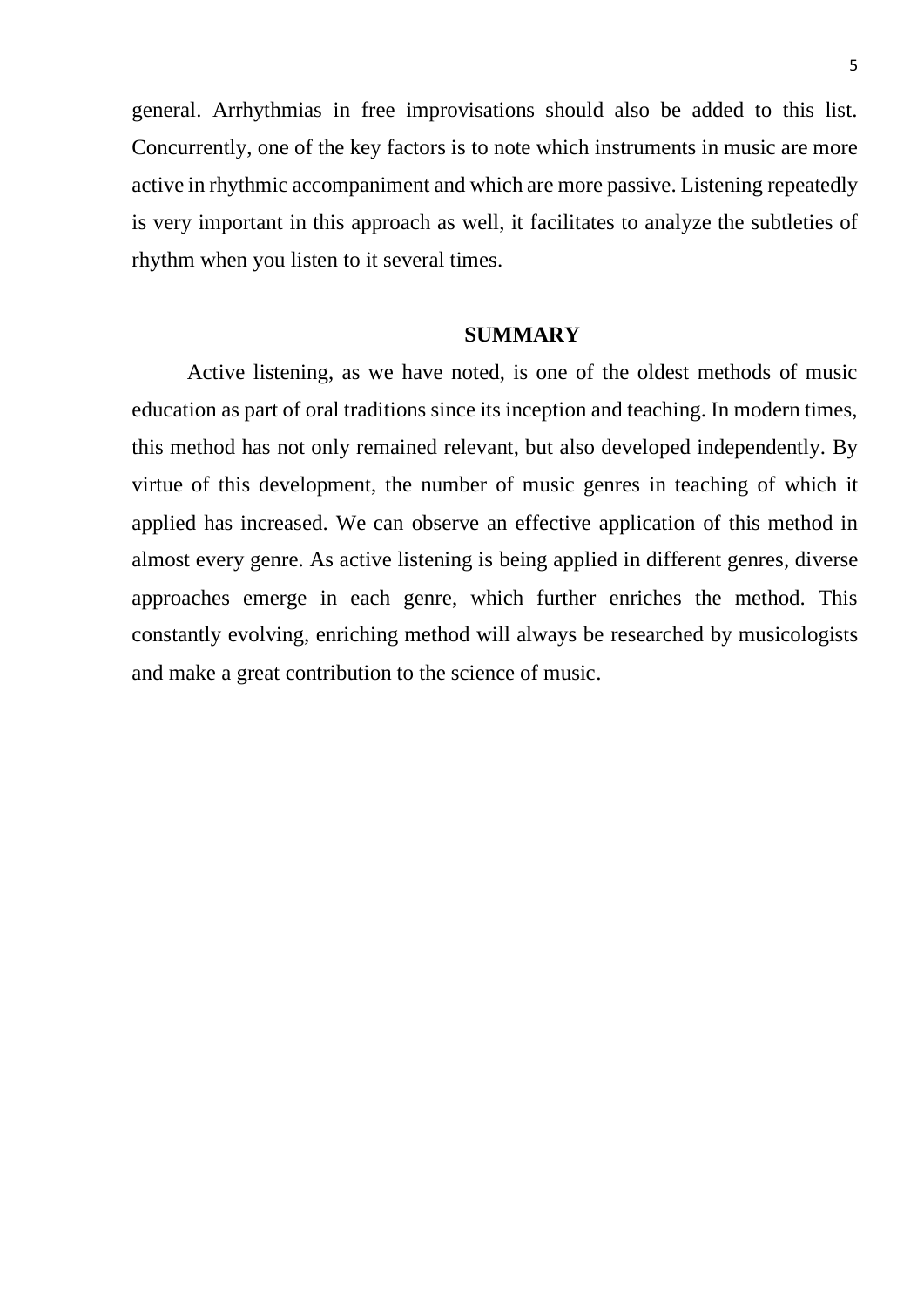general. Arrhythmias in free improvisations should also be added to this list. Concurrently, one of the key factors is to note which instruments in music are more active in rhythmic accompaniment and which are more passive. Listening repeatedly is very important in this approach as well, it facilitates to analyze the subtleties of rhythm when you listen to it several times.

## SUMMARY

Active listening, as we have noted, is one of the oldest methods of music education as part of oral traditions since its inception and teaching. In modern times, this method has not only remained relevant, but also developed independently. By virtue of this development, the number of music genres in teaching of which it applied has increased. We can observe an effective application of this method in almost every genre. As active listening is being applied in different genres, diverse approaches emerge in each genre, which further enriches the method. This constantly evolving, enriching method will always be researched by musicologists and make a great contribution to the science of music.